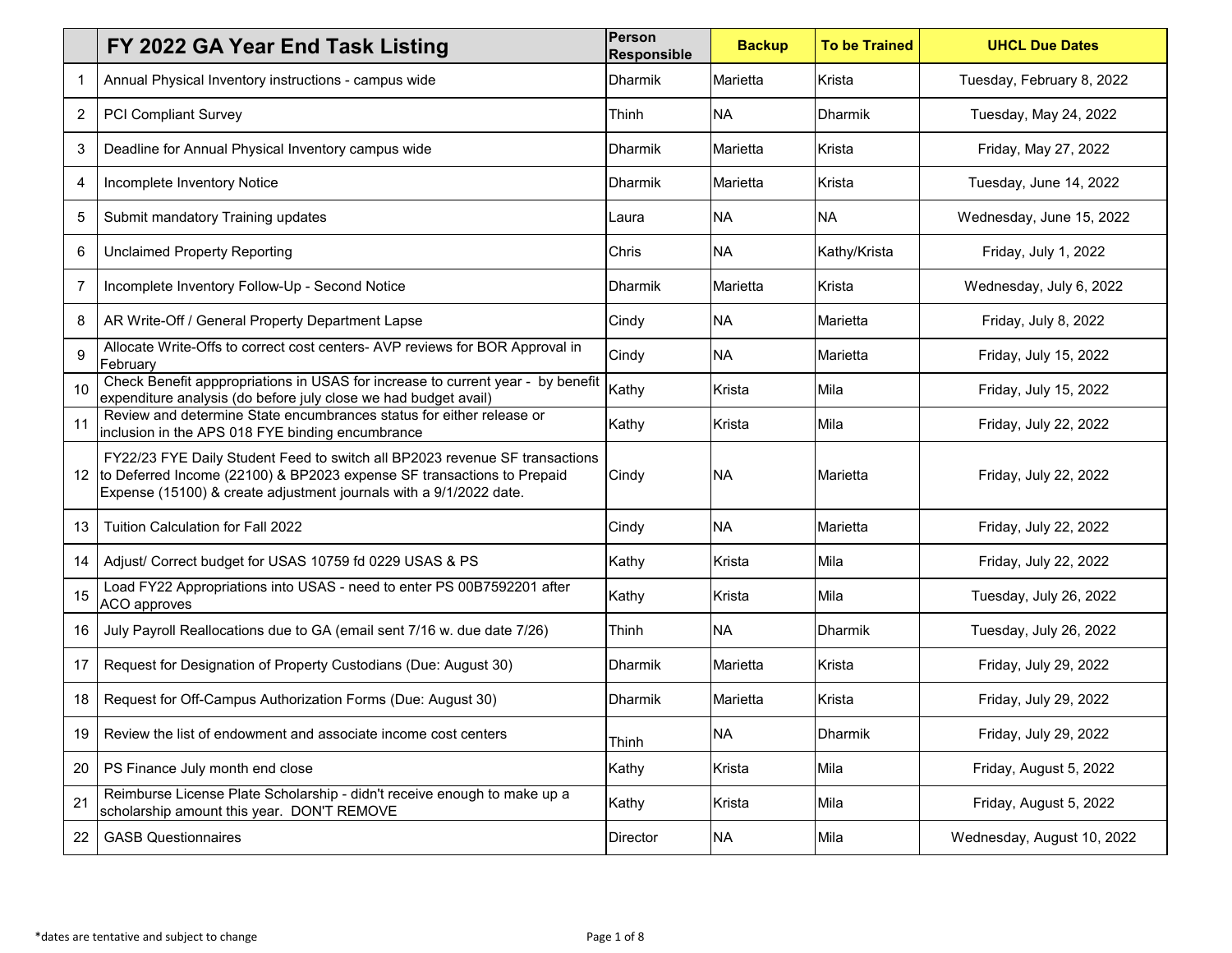| | FY 2022 GA Year End Task Listing | Person Responsible | Backup | To be Trained | UHCL Due Dates |
|---|---|---|---|---|---|
| 1 | Annual Physical Inventory instructions - campus wide | Dharmik | Marietta | Krista | Tuesday, February 8, 2022 |
| 2 | PCI Compliant Survey | Thinh | NA | Dharmik | Tuesday, May 24, 2022 |
| 3 | Deadline for Annual Physical Inventory campus wide | Dharmik | Marietta | Krista | Friday, May 27, 2022 |
| 4 | Incomplete Inventory Notice | Dharmik | Marietta | Krista | Tuesday, June 14, 2022 |
| 5 | Submit mandatory Training updates | Laura | NA | NA | Wednesday, June 15, 2022 |
| 6 | Unclaimed Property Reporting | Chris | NA | Kathy/Krista | Friday, July 1, 2022 |
| 7 | Incomplete Inventory Follow-Up - Second Notice | Dharmik | Marietta | Krista | Wednesday, July 6, 2022 |
| 8 | AR Write-Off / General Property Department Lapse | Cindy | NA | Marietta | Friday, July 8, 2022 |
| 9 | Allocate Write-Offs to correct cost centers- AVP reviews for BOR Approval in February | Cindy | NA | Marietta | Friday, July 15, 2022 |
| 10 | Check Benefit apppropriations in USAS for increase to current year - by benefit expenditure analysis (do before july close we had budget avail) | Kathy | Krista | Mila | Friday, July 15, 2022 |
| 11 | Review and determine State encumbrances status for either release or inclusion in the APS 018 FYE binding encumbrance | Kathy | Krista | Mila | Friday, July 22, 2022 |
| 12 | FY22/23 FYE Daily Student Feed to switch all BP2023 revenue SF transactions to Deferred Income (22100) & BP2023 expense SF transactions to Prepaid Expense (15100) & create adjustment journals with a 9/1/2022 date. | Cindy | NA | Marietta | Friday, July 22, 2022 |
| 13 | Tuition Calculation for Fall 2022 | Cindy | NA | Marietta | Friday, July 22, 2022 |
| 14 | Adjust/ Correct budget for USAS 10759 fd 0229 USAS & PS | Kathy | Krista | Mila | Friday, July 22, 2022 |
| 15 | Load FY22 Appropriations into USAS - need to enter PS 00B7592201 after ACO approves | Kathy | Krista | Mila | Tuesday, July 26, 2022 |
| 16 | July Payroll Reallocations due to GA (email sent 7/16 w. due date 7/26) | Thinh | NA | Dharmik | Tuesday, July 26, 2022 |
| 17 | Request for Designation of Property Custodians (Due: August 30) | Dharmik | Marietta | Krista | Friday, July 29, 2022 |
| 18 | Request for Off-Campus Authorization Forms (Due: August 30) | Dharmik | Marietta | Krista | Friday, July 29, 2022 |
| 19 | Review the list of endowment and associate income cost centers | Thinh | NA | Dharmik | Friday, July 29, 2022 |
| 20 | PS Finance July month end close | Kathy | Krista | Mila | Friday, August 5, 2022 |
| 21 | Reimburse License Plate Scholarship - didn't receive enough to make up a scholarship amount this year. DON'T REMOVE | Kathy | Krista | Mila | Friday, August 5, 2022 |
| 22 | GASB Questionnaires | Director | NA | Mila | Wednesday, August 10, 2022 |

*dates are tentative and subject to change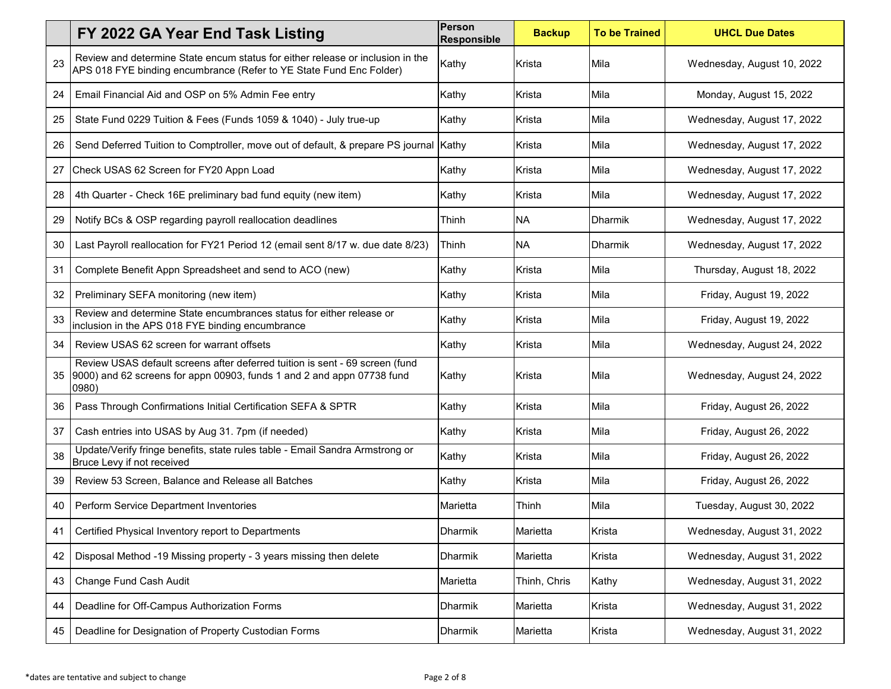|  | FY 2022 GA Year End Task Listing | Person Responsible | Backup | To be Trained | UHCL Due Dates |
|---|---|---|---|---|---|
| 23 | Review and determine State encum status for either release or inclusion in the APS 018 FYE binding encumbrance (Refer to YE State Fund Enc Folder) | Kathy | Krista | Mila | Wednesday, August 10, 2022 |
| 24 | Email Financial Aid and OSP on 5% Admin Fee entry | Kathy | Krista | Mila | Monday, August 15, 2022 |
| 25 | State Fund 0229 Tuition & Fees (Funds 1059 & 1040) - July true-up | Kathy | Krista | Mila | Wednesday, August 17, 2022 |
| 26 | Send Deferred Tuition to Comptroller, move out of default, & prepare PS journal | Kathy | Krista | Mila | Wednesday, August 17, 2022 |
| 27 | Check USAS 62 Screen for FY20 Appn Load | Kathy | Krista | Mila | Wednesday, August 17, 2022 |
| 28 | 4th Quarter - Check 16E preliminary bad fund equity (new item) | Kathy | Krista | Mila | Wednesday, August 17, 2022 |
| 29 | Notify BCs & OSP regarding payroll reallocation deadlines | Thinh | NA | Dharmik | Wednesday, August 17, 2022 |
| 30 | Last Payroll reallocation for FY21 Period 12 (email sent 8/17 w. due date 8/23) | Thinh | NA | Dharmik | Wednesday, August 17, 2022 |
| 31 | Complete Benefit Appn Spreadsheet and send to ACO (new) | Kathy | Krista | Mila | Thursday, August 18, 2022 |
| 32 | Preliminary SEFA monitoring (new item) | Kathy | Krista | Mila | Friday, August 19, 2022 |
| 33 | Review and determine State encumbrances status for either release or inclusion in the APS 018 FYE binding encumbrance | Kathy | Krista | Mila | Friday, August 19, 2022 |
| 34 | Review USAS 62 screen for warrant offsets | Kathy | Krista | Mila | Wednesday, August 24, 2022 |
| 35 | Review USAS default screens after deferred tuition is sent - 69 screen (fund 9000) and 62 screens for appn 00903, funds 1 and 2 and appn 07738 fund 0980) | Kathy | Krista | Mila | Wednesday, August 24, 2022 |
| 36 | Pass Through Confirmations Initial Certification SEFA & SPTR | Kathy | Krista | Mila | Friday, August 26, 2022 |
| 37 | Cash entries into USAS by Aug 31. 7pm (if needed) | Kathy | Krista | Mila | Friday, August 26, 2022 |
| 38 | Update/Verify fringe benefits, state rules table - Email Sandra Armstrong or Bruce Levy if not received | Kathy | Krista | Mila | Friday, August 26, 2022 |
| 39 | Review 53 Screen, Balance and Release all Batches | Kathy | Krista | Mila | Friday, August 26, 2022 |
| 40 | Perform Service Department Inventories | Marietta | Thinh | Mila | Tuesday, August 30, 2022 |
| 41 | Certified Physical Inventory report to Departments | Dharmik | Marietta | Krista | Wednesday, August 31, 2022 |
| 42 | Disposal Method -19 Missing property - 3 years missing then delete | Dharmik | Marietta | Krista | Wednesday, August 31, 2022 |
| 43 | Change Fund Cash Audit | Marietta | Thinh, Chris | Kathy | Wednesday, August 31, 2022 |
| 44 | Deadline for Off-Campus Authorization Forms | Dharmik | Marietta | Krista | Wednesday, August 31, 2022 |
| 45 | Deadline for Designation of Property Custodian Forms | Dharmik | Marietta | Krista | Wednesday, August 31, 2022 |

*dates are tentative and subject to change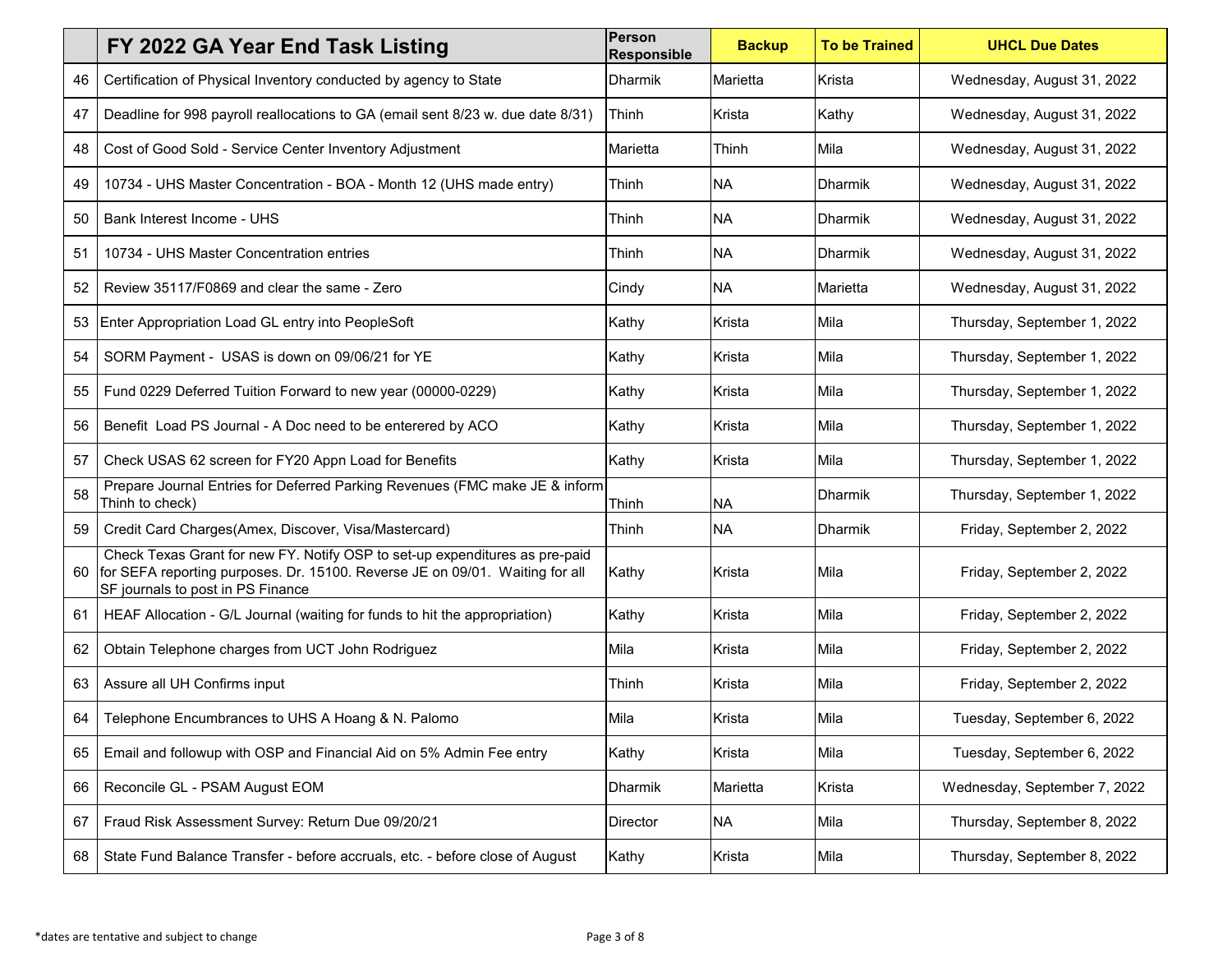| | FY 2022 GA Year End Task Listing | Person Responsible | Backup | To be Trained | UHCL Due Dates |
|---|---|---|---|---|---|
| 46 | Certification of Physical Inventory conducted by agency to State | Dharmik | Marietta | Krista | Wednesday, August 31, 2022 |
| 47 | Deadline for 998 payroll reallocations to GA (email sent 8/23 w. due date 8/31) | Thinh | Krista | Kathy | Wednesday, August 31, 2022 |
| 48 | Cost of Good Sold - Service Center Inventory Adjustment | Marietta | Thinh | Mila | Wednesday, August 31, 2022 |
| 49 | 10734 - UHS Master Concentration - BOA - Month 12 (UHS made entry) | Thinh | NA | Dharmik | Wednesday, August 31, 2022 |
| 50 | Bank Interest Income - UHS | Thinh | NA | Dharmik | Wednesday, August 31, 2022 |
| 51 | 10734 - UHS Master Concentration entries | Thinh | NA | Dharmik | Wednesday, August 31, 2022 |
| 52 | Review 35117/F0869 and clear the same - Zero | Cindy | NA | Marietta | Wednesday, August 31, 2022 |
| 53 | Enter Appropriation Load GL entry into PeopleSoft | Kathy | Krista | Mila | Thursday, September 1, 2022 |
| 54 | SORM Payment - USAS is down on 09/06/21 for YE | Kathy | Krista | Mila | Thursday, September 1, 2022 |
| 55 | Fund 0229 Deferred Tuition Forward to new year (00000-0229) | Kathy | Krista | Mila | Thursday, September 1, 2022 |
| 56 | Benefit Load PS Journal - A Doc need to be enterered by ACO | Kathy | Krista | Mila | Thursday, September 1, 2022 |
| 57 | Check USAS 62 screen for FY20 Appn Load for Benefits | Kathy | Krista | Mila | Thursday, September 1, 2022 |
| 58 | Prepare Journal Entries for Deferred Parking Revenues (FMC make JE & inform Thinh to check) | Thinh | NA | Dharmik | Thursday, September 1, 2022 |
| 59 | Credit Card Charges(Amex, Discover, Visa/Mastercard) | Thinh | NA | Dharmik | Friday, September 2, 2022 |
| 60 | Check Texas Grant for new FY. Notify OSP to set-up expenditures as pre-paid for SEFA reporting purposes. Dr. 15100. Reverse JE on 09/01. Waiting for all SF journals to post in PS Finance | Kathy | Krista | Mila | Friday, September 2, 2022 |
| 61 | HEAF Allocation - G/L Journal (waiting for funds to hit the appropriation) | Kathy | Krista | Mila | Friday, September 2, 2022 |
| 62 | Obtain Telephone charges from UCT John Rodriguez | Mila | Krista | Mila | Friday, September 2, 2022 |
| 63 | Assure all UH Confirms input | Thinh | Krista | Mila | Friday, September 2, 2022 |
| 64 | Telephone Encumbrances to UHS A Hoang & N. Palomo | Mila | Krista | Mila | Tuesday, September 6, 2022 |
| 65 | Email and followup with OSP and Financial Aid on 5% Admin Fee entry | Kathy | Krista | Mila | Tuesday, September 6, 2022 |
| 66 | Reconcile GL - PSAM August EOM | Dharmik | Marietta | Krista | Wednesday, September 7, 2022 |
| 67 | Fraud Risk Assessment Survey: Return Due 09/20/21 | Director | NA | Mila | Thursday, September 8, 2022 |
| 68 | State Fund Balance Transfer - before accruals, etc. - before close of August | Kathy | Krista | Mila | Thursday, September 8, 2022 |

*dates are tentative and subject to change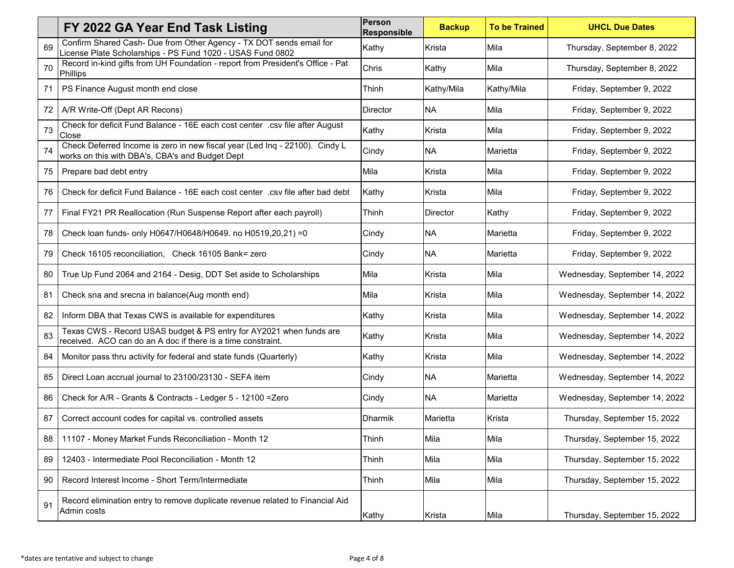|  | FY 2022 GA Year End Task Listing | Person Responsible | Backup | To be Trained | UHCL Due Dates |
|---|---|---|---|---|---|
| 69 | Confirm Shared Cash- Due from Other Agency - TX DOT sends email for License Plate Scholarships - PS Fund 1020 - USAS Fund 0802 | Kathy | Krista | Mila | Thursday, September 8, 2022 |
| 70 | Record in-kind gifts from UH Foundation - report from President's Office - Pat Phillips | Chris | Kathy | Mila | Thursday, September 8, 2022 |
| 71 | PS Finance August month end close | Thinh | Kathy/Mila | Kathy/Mila | Friday, September 9, 2022 |
| 72 | A/R Write-Off (Dept AR Recons) | Director | NA | Mila | Friday, September 9, 2022 |
| 73 | Check for deficit Fund Balance - 16E each cost center .csv file after August Close | Kathy | Krista | Mila | Friday, September 9, 2022 |
| 74 | Check Deferred Income is zero in new fiscal year (Led Inq - 22100). Cindy L works on this with DBA's, CBA's and Budget Dept | Cindy | NA | Marietta | Friday, September 9, 2022 |
| 75 | Prepare bad debt entry | Mila | Krista | Mila | Friday, September 9, 2022 |
| 76 | Check for deficit Fund Balance - 16E each cost center .csv file after bad debt | Kathy | Krista | Mila | Friday, September 9, 2022 |
| 77 | Final FY21 PR Reallocation (Run Suspense Report after each payroll) | Thinh | Director | Kathy | Friday, September 9, 2022 |
| 78 | Check loan funds- only H0647/H0648/H0649. no H0519,20,21) =0 | Cindy | NA | Marietta | Friday, September 9, 2022 |
| 79 | Check 16105 reconciliation, Check 16105 Bank= zero | Cindy | NA | Marietta | Friday, September 9, 2022 |
| 80 | True Up Fund 2064 and 2164 - Desig, DDT Set aside to Scholarships | Mila | Krista | Mila | Wednesday, September 14, 2022 |
| 81 | Check sna and srecna in balance(Aug month end) | Mila | Krista | Mila | Wednesday, September 14, 2022 |
| 82 | Inform DBA that Texas CWS is available for expenditures | Kathy | Krista | Mila | Wednesday, September 14, 2022 |
| 83 | Texas CWS - Record USAS budget & PS entry for AY2021 when funds are received. ACO can do an A doc if there is a time constraint. | Kathy | Krista | Mila | Wednesday, September 14, 2022 |
| 84 | Monitor pass thru activity for federal and state funds (Quarterly) | Kathy | Krista | Mila | Wednesday, September 14, 2022 |
| 85 | Direct Loan accrual journal to 23100/23130 - SEFA item | Cindy | NA | Marietta | Wednesday, September 14, 2022 |
| 86 | Check for A/R - Grants & Contracts - Ledger 5 - 12100 =Zero | Cindy | NA | Marietta | Wednesday, September 14, 2022 |
| 87 | Correct account codes for capital vs. controlled assets | Dharmik | Marietta | Krista | Thursday, September 15, 2022 |
| 88 | 11107 - Money Market Funds Reconciliation - Month 12 | Thinh | Mila | Mila | Thursday, September 15, 2022 |
| 89 | 12403 - Intermediate Pool Reconciliation - Month 12 | Thinh | Mila | Mila | Thursday, September 15, 2022 |
| 90 | Record Interest Income - Short Term/Intermediate | Thinh | Mila | Mila | Thursday, September 15, 2022 |
| 91 | Record elimination entry to remove duplicate revenue related to Financial Aid Admin costs | Kathy | Krista | Mila | Thursday, September 15, 2022 |

*dates are tentative and subject to change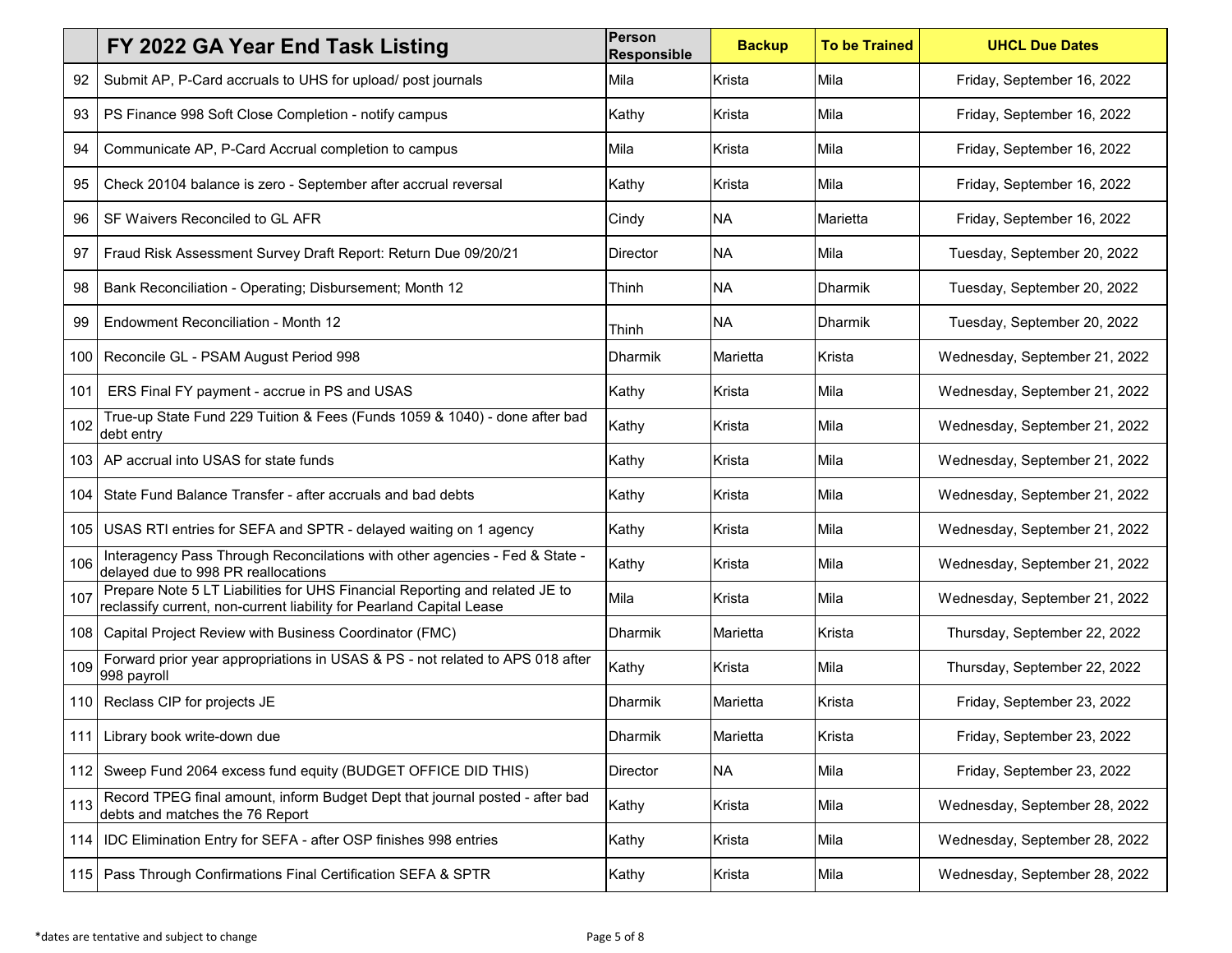| | FY 2022 GA Year End Task Listing | Person Responsible | Backup | To be Trained | UHCL Due Dates |
|---|---|---|---|---|---|
| 92 | Submit AP, P-Card accruals to UHS for upload/ post journals | Mila | Krista | Mila | Friday, September 16, 2022 |
| 93 | PS Finance 998 Soft Close Completion - notify campus | Kathy | Krista | Mila | Friday, September 16, 2022 |
| 94 | Communicate AP, P-Card Accrual completion to campus | Mila | Krista | Mila | Friday, September 16, 2022 |
| 95 | Check 20104 balance is zero - September after accrual reversal | Kathy | Krista | Mila | Friday, September 16, 2022 |
| 96 | SF Waivers Reconciled to GL AFR | Cindy | NA | Marietta | Friday, September 16, 2022 |
| 97 | Fraud Risk Assessment Survey Draft Report: Return Due 09/20/21 | Director | NA | Mila | Tuesday, September 20, 2022 |
| 98 | Bank Reconciliation - Operating; Disbursement; Month 12 | Thinh | NA | Dharmik | Tuesday, September 20, 2022 |
| 99 | Endowment Reconciliation - Month 12 | Thinh | NA | Dharmik | Tuesday, September 20, 2022 |
| 100 | Reconcile GL - PSAM August Period 998 | Dharmik | Marietta | Krista | Wednesday, September 21, 2022 |
| 101 | ERS Final FY payment - accrue in PS and USAS | Kathy | Krista | Mila | Wednesday, September 21, 2022 |
| 102 | True-up State Fund 229 Tuition & Fees (Funds 1059 & 1040) - done after bad debt entry | Kathy | Krista | Mila | Wednesday, September 21, 2022 |
| 103 | AP accrual into USAS for state funds | Kathy | Krista | Mila | Wednesday, September 21, 2022 |
| 104 | State Fund Balance Transfer - after accruals and bad debts | Kathy | Krista | Mila | Wednesday, September 21, 2022 |
| 105 | USAS RTI entries for SEFA and SPTR - delayed waiting on 1 agency | Kathy | Krista | Mila | Wednesday, September 21, 2022 |
| 106 | Interagency Pass Through Reconcilations with other agencies - Fed & State - delayed due to 998 PR reallocations | Kathy | Krista | Mila | Wednesday, September 21, 2022 |
| 107 | Prepare Note 5 LT Liabilities for UHS Financial Reporting and related JE to reclassify current, non-current liability for Pearland Capital Lease | Mila | Krista | Mila | Wednesday, September 21, 2022 |
| 108 | Capital Project Review with Business Coordinator (FMC) | Dharmik | Marietta | Krista | Thursday, September 22, 2022 |
| 109 | Forward prior year appropriations in USAS & PS - not related to APS 018 after 998 payroll | Kathy | Krista | Mila | Thursday, September 22, 2022 |
| 110 | Reclass CIP for projects JE | Dharmik | Marietta | Krista | Friday, September 23, 2022 |
| 111 | Library book write-down due | Dharmik | Marietta | Krista | Friday, September 23, 2022 |
| 112 | Sweep Fund 2064 excess fund equity (BUDGET OFFICE DID THIS) | Director | NA | Mila | Friday, September 23, 2022 |
| 113 | Record TPEG final amount, inform Budget Dept that journal posted - after bad debts and matches the 76 Report | Kathy | Krista | Mila | Wednesday, September 28, 2022 |
| 114 | IDC Elimination Entry for SEFA - after OSP finishes 998 entries | Kathy | Krista | Mila | Wednesday, September 28, 2022 |
| 115 | Pass Through Confirmations Final Certification SEFA & SPTR | Kathy | Krista | Mila | Wednesday, September 28, 2022 |

*dates are tentative and subject to change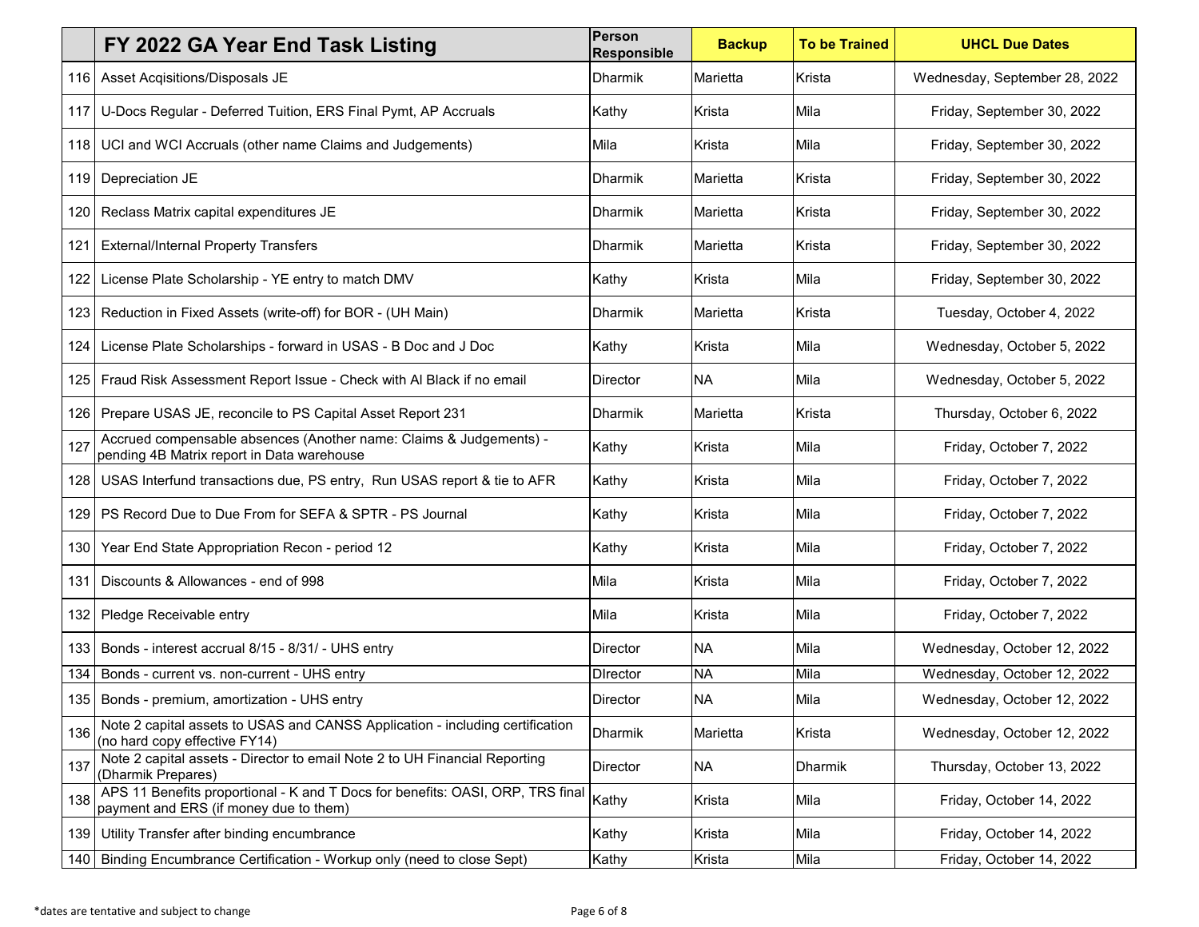| | FY 2022 GA Year End Task Listing | Person Responsible | Backup | To be Trained | UHCL Due Dates |
|---|---|---|---|---|---|
| 116 | Asset Acqisitions/Disposals JE | Dharmik | Marietta | Krista | Wednesday, September 28, 2022 |
| 117 | U-Docs Regular - Deferred Tuition, ERS Final Pymt, AP Accruals | Kathy | Krista | Mila | Friday, September 30, 2022 |
| 118 | UCI and WCI Accruals (other name Claims and Judgements) | Mila | Krista | Mila | Friday, September 30, 2022 |
| 119 | Depreciation JE | Dharmik | Marietta | Krista | Friday, September 30, 2022 |
| 120 | Reclass Matrix capital expenditures JE | Dharmik | Marietta | Krista | Friday, September 30, 2022 |
| 121 | External/Internal Property Transfers | Dharmik | Marietta | Krista | Friday, September 30, 2022 |
| 122 | License Plate Scholarship - YE entry to match DMV | Kathy | Krista | Mila | Friday, September 30, 2022 |
| 123 | Reduction in Fixed Assets (write-off) for BOR - (UH Main) | Dharmik | Marietta | Krista | Tuesday, October 4, 2022 |
| 124 | License Plate Scholarships - forward in USAS - B Doc and J Doc | Kathy | Krista | Mila | Wednesday, October 5, 2022 |
| 125 | Fraud Risk Assessment Report Issue - Check with Al Black if no email | Director | NA | Mila | Wednesday, October 5, 2022 |
| 126 | Prepare USAS JE, reconcile to PS Capital Asset Report 231 | Dharmik | Marietta | Krista | Thursday, October 6, 2022 |
| 127 | Accrued compensable absences (Another name: Claims & Judgements) - pending 4B Matrix report in Data warehouse | Kathy | Krista | Mila | Friday, October 7, 2022 |
| 128 | USAS Interfund transactions due, PS entry, Run USAS report & tie to AFR | Kathy | Krista | Mila | Friday, October 7, 2022 |
| 129 | PS Record Due to Due From for SEFA & SPTR - PS Journal | Kathy | Krista | Mila | Friday, October 7, 2022 |
| 130 | Year End State Appropriation Recon - period 12 | Kathy | Krista | Mila | Friday, October 7, 2022 |
| 131 | Discounts & Allowances - end of 998 | Mila | Krista | Mila | Friday, October 7, 2022 |
| 132 | Pledge Receivable entry | Mila | Krista | Mila | Friday, October 7, 2022 |
| 133 | Bonds - interest accrual 8/15 - 8/31/ - UHS entry | Director | NA | Mila | Wednesday, October 12, 2022 |
| 134 | Bonds - current vs. non-current - UHS entry | DIrector | NA | Mila | Wednesday, October 12, 2022 |
| 135 | Bonds - premium, amortization - UHS entry | Director | NA | Mila | Wednesday, October 12, 2022 |
| 136 | Note 2 capital assets to USAS and CANSS Application - including certification (no hard copy effective FY14) | Dharmik | Marietta | Krista | Wednesday, October 12, 2022 |
| 137 | Note 2 capital assets - Director to email Note 2 to UH Financial Reporting (Dharmik Prepares) | Director | NA | Dharmik | Thursday, October 13, 2022 |
| 138 | APS 11 Benefits proportional - K and T Docs for benefits: OASI, ORP, TRS final payment and ERS (if money due to them) | Kathy | Krista | Mila | Friday, October 14, 2022 |
| 139 | Utility Transfer after binding encumbrance | Kathy | Krista | Mila | Friday, October 14, 2022 |
| 140 | Binding Encumbrance Certification - Workup only (need to close Sept) | Kathy | Krista | Mila | Friday, October 14, 2022 |

*dates are tentative and subject to change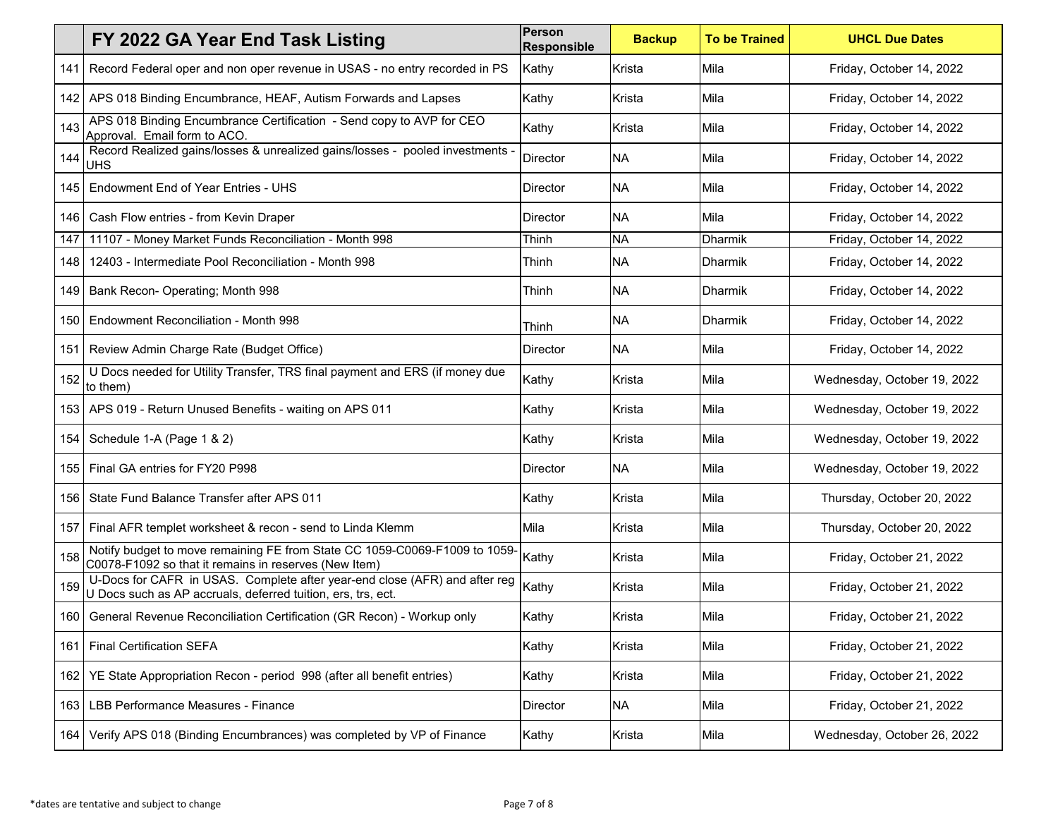| | FY 2022 GA Year End Task Listing | Person Responsible | Backup | To be Trained | UHCL Due Dates |
|---|---|---|---|---|---|
| 141 | Record Federal oper and non oper revenue in USAS - no entry recorded in PS | Kathy | Krista | Mila | Friday, October 14, 2022 |
| 142 | APS 018 Binding Encumbrance, HEAF, Autism Forwards and Lapses | Kathy | Krista | Mila | Friday, October 14, 2022 |
| 143 | APS 018 Binding Encumbrance Certification - Send copy to AVP for CEO Approval. Email form to ACO. | Kathy | Krista | Mila | Friday, October 14, 2022 |
| 144 | Record Realized gains/losses & unrealized gains/losses - pooled investments - UHS | Director | NA | Mila | Friday, October 14, 2022 |
| 145 | Endowment End of Year Entries - UHS | Director | NA | Mila | Friday, October 14, 2022 |
| 146 | Cash Flow entries - from Kevin Draper | Director | NA | Mila | Friday, October 14, 2022 |
| 147 | 11107 - Money Market Funds Reconciliation - Month 998 | Thinh | NA | Dharmik | Friday, October 14, 2022 |
| 148 | 12403 - Intermediate Pool Reconciliation - Month 998 | Thinh | NA | Dharmik | Friday, October 14, 2022 |
| 149 | Bank Recon- Operating; Month 998 | Thinh | NA | Dharmik | Friday, October 14, 2022 |
| 150 | Endowment Reconciliation - Month 998 | Thinh | NA | Dharmik | Friday, October 14, 2022 |
| 151 | Review Admin Charge Rate (Budget Office) | Director | NA | Mila | Friday, October 14, 2022 |
| 152 | U Docs needed for Utility Transfer, TRS final payment and ERS (if money due to them) | Kathy | Krista | Mila | Wednesday, October 19, 2022 |
| 153 | APS 019 - Return Unused Benefits - waiting on APS 011 | Kathy | Krista | Mila | Wednesday, October 19, 2022 |
| 154 | Schedule 1-A (Page 1 & 2) | Kathy | Krista | Mila | Wednesday, October 19, 2022 |
| 155 | Final GA entries for FY20 P998 | Director | NA | Mila | Wednesday, October 19, 2022 |
| 156 | State Fund Balance Transfer after APS 011 | Kathy | Krista | Mila | Thursday, October 20, 2022 |
| 157 | Final AFR templet worksheet & recon - send to Linda Klemm | Mila | Krista | Mila | Thursday, October 20, 2022 |
| 158 | Notify budget to move remaining FE from State CC 1059-C0069-F1009 to 1059-C0078-F1092 so that it remains in reserves (New Item) | Kathy | Krista | Mila | Friday, October 21, 2022 |
| 159 | U-Docs for CAFR in USAS. Complete after year-end close (AFR) and after reg U Docs such as AP accruals, deferred tuition, ers, trs, ect. | Kathy | Krista | Mila | Friday, October 21, 2022 |
| 160 | General Revenue Reconciliation Certification (GR Recon) - Workup only | Kathy | Krista | Mila | Friday, October 21, 2022 |
| 161 | Final Certification SEFA | Kathy | Krista | Mila | Friday, October 21, 2022 |
| 162 | YE State Appropriation Recon - period 998 (after all benefit entries) | Kathy | Krista | Mila | Friday, October 21, 2022 |
| 163 | LBB Performance Measures - Finance | Director | NA | Mila | Friday, October 21, 2022 |
| 164 | Verify APS 018 (Binding Encumbrances) was completed by VP of Finance | Kathy | Krista | Mila | Wednesday, October 26, 2022 |

*dates are tentative and subject to change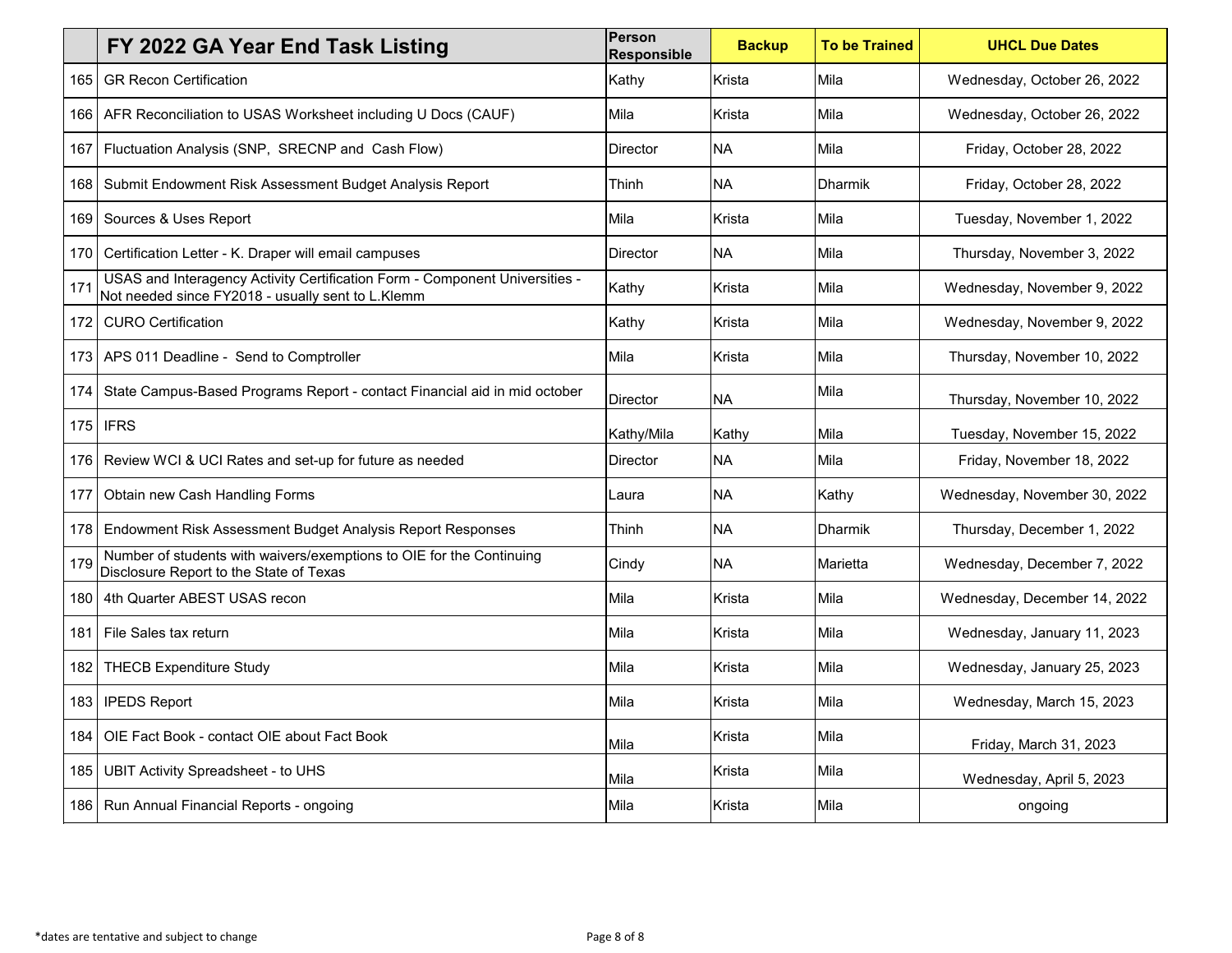| | FY 2022 GA Year End Task Listing | Person Responsible | Backup | To be Trained | UHCL Due Dates |
|---|---|---|---|---|---|
| 165 | GR Recon Certification | Kathy | Krista | Mila | Wednesday, October 26, 2022 |
| 166 | AFR Reconciliation to USAS Worksheet including U Docs (CAUF) | Mila | Krista | Mila | Wednesday, October 26, 2022 |
| 167 | Fluctuation Analysis (SNP, SRECNP and Cash Flow) | Director | NA | Mila | Friday, October 28, 2022 |
| 168 | Submit Endowment Risk Assessment Budget Analysis Report | Thinh | NA | Dharmik | Friday, October 28, 2022 |
| 169 | Sources & Uses Report | Mila | Krista | Mila | Tuesday, November 1, 2022 |
| 170 | Certification Letter - K. Draper will email campuses | Director | NA | Mila | Thursday, November 3, 2022 |
| 171 | USAS and Interagency Activity Certification Form - Component Universities - Not needed since FY2018 - usually sent to L.Klemm | Kathy | Krista | Mila | Wednesday, November 9, 2022 |
| 172 | CURO Certification | Kathy | Krista | Mila | Wednesday, November 9, 2022 |
| 173 | APS 011 Deadline - Send to Comptroller | Mila | Krista | Mila | Thursday, November 10, 2022 |
| 174 | State Campus-Based Programs Report - contact Financial aid in mid october | Director | NA | Mila | Thursday, November 10, 2022 |
| 175 | IFRS | Kathy/Mila | Kathy | Mila | Tuesday, November 15, 2022 |
| 176 | Review WCI & UCI Rates and set-up for future as needed | Director | NA | Mila | Friday, November 18, 2022 |
| 177 | Obtain new Cash Handling Forms | Laura | NA | Kathy | Wednesday, November 30, 2022 |
| 178 | Endowment Risk Assessment Budget Analysis Report Responses | Thinh | NA | Dharmik | Thursday, December 1, 2022 |
| 179 | Number of students with waivers/exemptions to OIE for the Continuing Disclosure Report to the State of Texas | Cindy | NA | Marietta | Wednesday, December 7, 2022 |
| 180 | 4th Quarter ABEST USAS recon | Mila | Krista | Mila | Wednesday, December 14, 2022 |
| 181 | File Sales tax return | Mila | Krista | Mila | Wednesday, January 11, 2023 |
| 182 | THECB Expenditure Study | Mila | Krista | Mila | Wednesday, January 25, 2023 |
| 183 | IPEDS Report | Mila | Krista | Mila | Wednesday, March 15, 2023 |
| 184 | OIE Fact Book - contact OIE about Fact Book | Mila | Krista | Mila | Friday, March 31, 2023 |
| 185 | UBIT Activity Spreadsheet - to UHS | Mila | Krista | Mila | Wednesday, April 5, 2023 |
| 186 | Run Annual Financial Reports - ongoing | Mila | Krista | Mila | ongoing |

*dates are tentative and subject to change